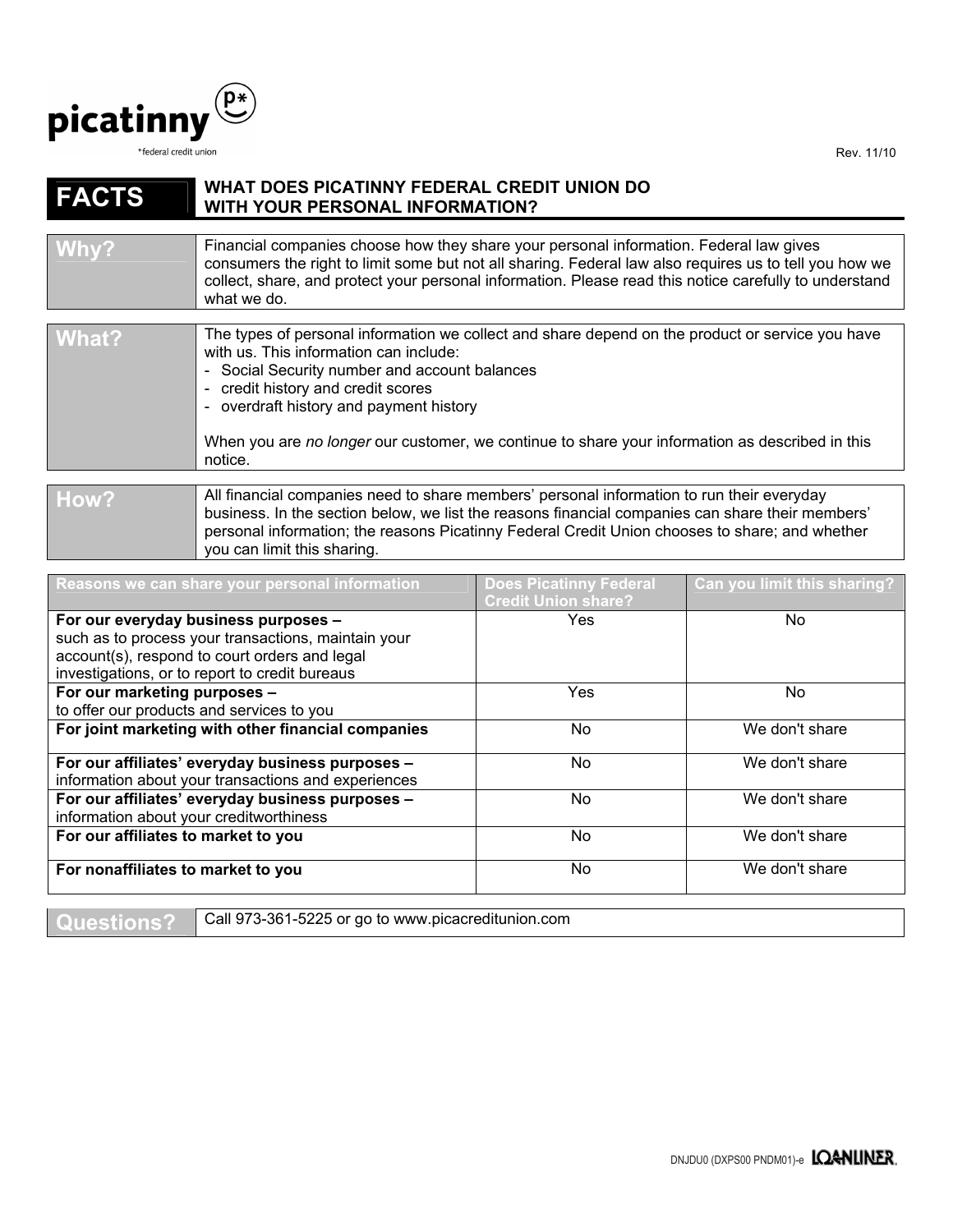picatinny
*federal credit union

Rev. 11/10

# FACTS — WHAT DOES PICATINNY FEDERAL CREDIT UNION DO WITH YOUR PERSONAL INFORMATION?

| | |
|---|---|
| **Why?** | Financial companies choose how they share your personal information. Federal law gives consumers the right to limit some but not all sharing. Federal law also requires us to tell you how we collect, share, and protect your personal information. Please read this notice carefully to understand what we do. |

| | |
|---|---|
| **What?** | The types of personal information we collect and share depend on the product or service you have with us. This information can include:<br>- Social Security number and account balances<br>- credit history and credit scores<br>- overdraft history and payment history<br><br>When you are *no longer* our customer, we continue to share your information as described in this notice. |

| | |
|---|---|
| **How?** | All financial companies need to share members' personal information to run their everyday business. In the section below, we list the reasons financial companies can share their members' personal information; the reasons Picatinny Federal Credit Union chooses to share; and whether you can limit this sharing. |

| Reasons we can share your personal information | Does Picatinny Federal Credit Union share? | Can you limit this sharing? |
|---|---|---|
| **For our everyday business purposes –** such as to process your transactions, maintain your account(s), respond to court orders and legal investigations, or to report to credit bureaus | Yes | No |
| **For our marketing purposes –** to offer our products and services to you | Yes | No |
| **For joint marketing with other financial companies** | No | We don't share |
| **For our affiliates' everyday business purposes –** information about your transactions and experiences | No | We don't share |
| **For our affiliates' everyday business purposes –** information about your creditworthiness | No | We don't share |
| **For our affiliates to market to you** | No | We don't share |
| **For nonaffiliates to market to you** | No | We don't share |

| | |
|---|---|
| **Questions?** | Call 973-361-5225 or go to www.picacreditunion.com |

DNJDU0 (DXPS00 PNDM01)-e LOANLINER.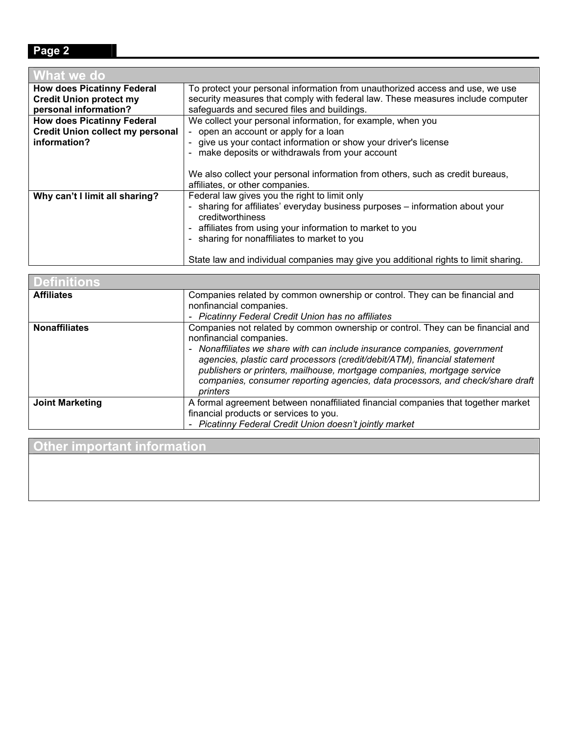| What we do | |
|---|---|
| **How does Picatinny Federal Credit Union protect my personal information?** | To protect your personal information from unauthorized access and use, we use security measures that comply with federal law. These measures include computer safeguards and secured files and buildings. |
| **How does Picatinny Federal Credit Union collect my personal information?** | We collect your personal information, for example, when you<br>- open an account or apply for a loan<br>- give us your contact information or show your driver's license<br>- make deposits or withdrawals from your account<br><br>We also collect your personal information from others, such as credit bureaus, affiliates, or other companies. |
| **Why can't I limit all sharing?** | Federal law gives you the right to limit only<br>- sharing for affiliates' everyday business purposes – information about your creditworthiness<br>- affiliates from using your information to market to you<br>- sharing for nonaffiliates to market to you<br><br>State law and individual companies may give you additional rights to limit sharing. |

| Definitions | |
|---|---|
| **Affiliates** | Companies related by common ownership or control. They can be financial and nonfinancial companies.<br>- *Picatinny Federal Credit Union has no affiliates* |
| **Nonaffiliates** | Companies not related by common ownership or control. They can be financial and nonfinancial companies.<br>- *Nonaffiliates we share with can include insurance companies, government agencies, plastic card processors (credit/debit/ATM), financial statement publishers or printers, mailhouse, mortgage companies, mortgage service companies, consumer reporting agencies, data processors, and check/share draft printers* |
| **Joint Marketing** | A formal agreement between nonaffiliated financial companies that together market financial products or services to you.<br>- *Picatinny Federal Credit Union doesn't jointly market* |

| Other important information |
|---|
| |